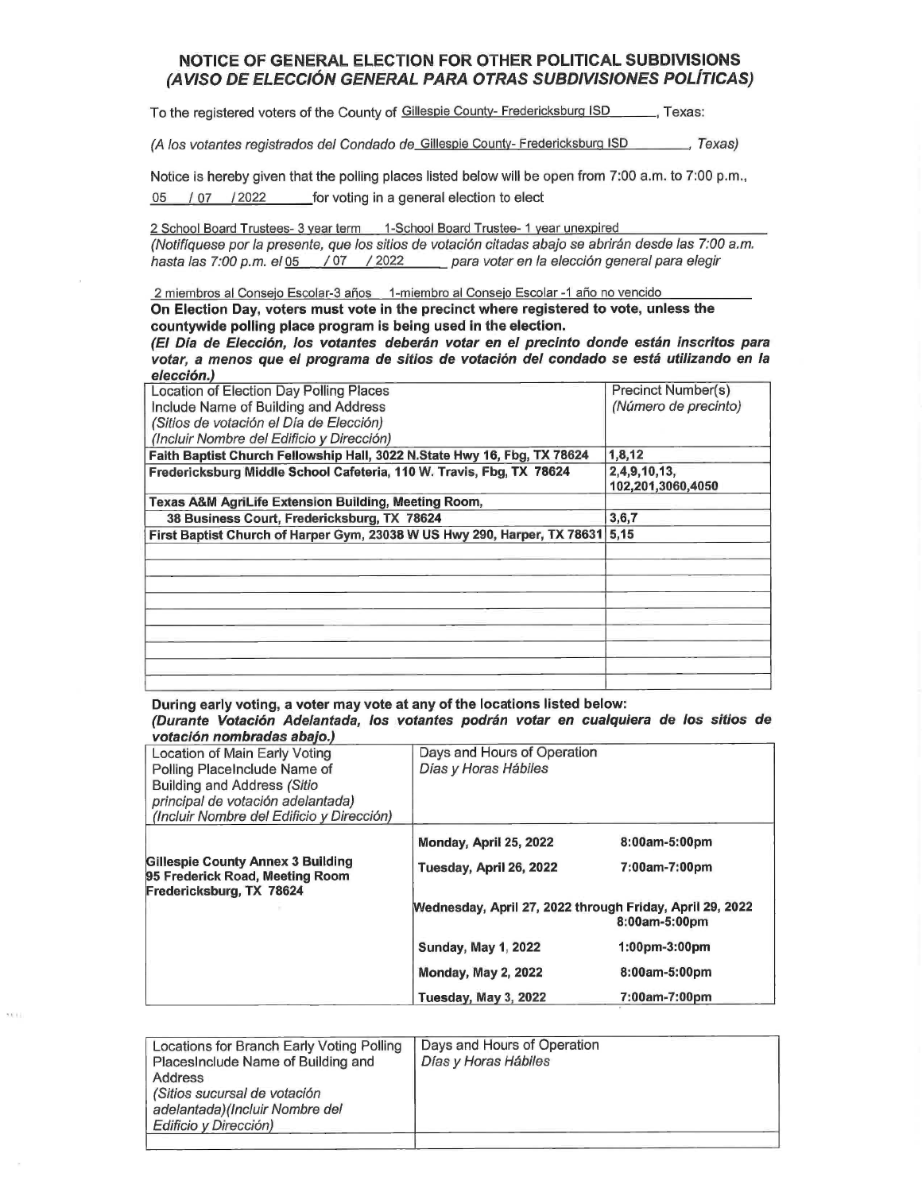# NOTICE OF GENERAL ELECTION FOR OTHER POLITICAL SUBDIVISIONS
## *(AVISO DE ELECCIÓN GENERAL PARA OTRAS SUBDIVISIONES POLÍTICAS)*

To the registered voters of the County of Gillespie County- Fredericksburg ISD, Texas:

*(A los votantes registrados del Condado de Gillespie County- Fredericksburg ISD, Texas)*

Notice is hereby given that the polling places listed below will be open from 7:00 a.m. to 7:00 p.m., 05 / 07 / 2022 for voting in a general election to elect

2 School Board Trustees- 3 year term 1-School Board Trustee- 1 year unexpired

*(Notifíquese por la presente, que los sitios de votación citadas abajo se abrirán desde las 7:00 a.m. hasta las 7:00 p.m. el 05 / 07 / 2022 para votar en la elección general para elegir*

2 miembros al Consejo Escolar-3 años 1-miembro al Consejo Escolar -1 año no vencido

**On Election Day, voters must vote in the precinct where registered to vote, unless the countywide polling place program is being used in the election.**

***(El Día de Elección, los votantes deberán votar en el precinto donde están inscritos para votar, a menos que el programa de sitios de votación del condado se está utilizando en la elección.)***

| Location of Election Day Polling Places Include Name of Building and Address *(Sitios de votación el Día de Elección) (Incluir Nombre del Edificio y Dirección)* | Precinct Number(s) *(Número de precinto)* |
|---|---|
| **Faith Baptist Church Fellowship Hall, 3022 N.State Hwy 16, Fbg, TX 78624** | **1,8,12** |
| **Fredericksburg Middle School Cafeteria, 110 W. Travis, Fbg, TX 78624** | **2,4,9,10,13, 102,201,3060,4050** |
| **Texas A&M AgriLife Extension Building, Meeting Room, 38 Business Court, Fredericksburg, TX 78624** | **3,6,7** |
| **First Baptist Church of Harper Gym, 23038 W US Hwy 290, Harper, TX 78631** | **5,15** |
| | |
| | |
| | |
| | |
| | |
| | |
| | |
| | |
| | |

**During early voting, a voter may vote at any of the locations listed below:**

***(Durante Votación Adelantada, los votantes podrán votar en cualquiera de los sitios de votación nombradas abajo.)***

| Location of Main Early Voting Polling PlaceInclude Name of Building and Address *(Sitio principal de votación adelantada) (Incluir Nombre del Edificio y Dirección)* | Days and Hours of Operation *Días y Horas Hábiles* | |
|---|---|---|
| **Gillespie County Annex 3 Building 95 Frederick Road, Meeting Room Fredericksburg, TX 78624** | **Monday, April 25, 2022** | **8:00am-5:00pm** |
| | **Tuesday, April 26, 2022** | **7:00am-7:00pm** |
| | **Wednesday, April 27, 2022 through Friday, April 29, 2022** | **8:00am-5:00pm** |
| | **Sunday, May 1, 2022** | **1:00pm-3:00pm** |
| | **Monday, May 2, 2022** | **8:00am-5:00pm** |
| | **Tuesday, May 3, 2022** | **7:00am-7:00pm** |

| Locations for Branch Early Voting Polling PlacesInclude Name of Building and Address *(Sitios sucursal de votación adelantada)(Incluir Nombre del Edificio y Dirección)* | Days and Hours of Operation *Días y Horas Hábiles* |
|---|---|
| | |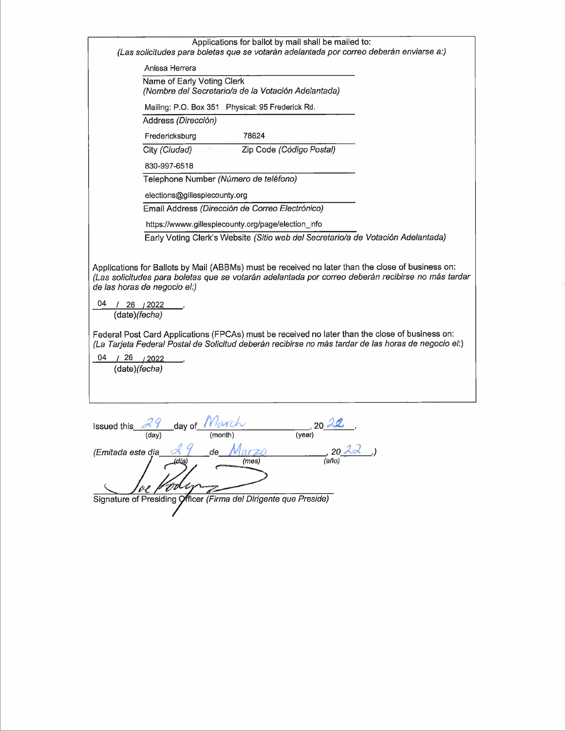Applications for ballot by mail shall be mailed to:
*(Las solicitudes para boletas que se votarán adelantada por correo deberán enviarse a:)*

Anissa Herrera

Name of Early Voting Clerk
*(Nombre del Secretario/a de la Votación Adelantada)*

Mailing: P.O. Box 351 Physical: 95 Frederick Rd.

Address *(Dirección)*

Fredericksburg 78624

City *(Ciudad)* Zip Code *(Código Postal)*

830-997-6518

Telephone Number *(Número de teléfono)*

elections@gillespiecounty.org

Email Address *(Dirección de Correo Electrónico)*

https://wwww.gillespiecounty.org/page/election_info

Early Voting Clerk's Website *(Sitio web del Secretario/a de Votación Adelantada)*

Applications for Ballots by Mail (ABBMs) must be received no later than the close of business on:
*(Las solicitudes para boletas que se votarán adelantada por correo deberán recibirse no más tardar de las horas de negocio el:)*

04 / 26 / 2022.
(date)*(fecha)*

Federal Post Card Applications (FPCAs) must be received no later than the close of business on:
*(La Tarjeta Federal Postal de Solicitud deberán recibirse no más tardar de las horas de negocio el:)*

04 / 26 / 2022.
(date)*(fecha)*

Issued this 29 (day) day of March (month), 2022 (year).

*(Emitada este día 29 (día) de Marzo (mes), 2022 (año).)*

Signature of Presiding Officer *(Firma del Dirigente que Preside)*